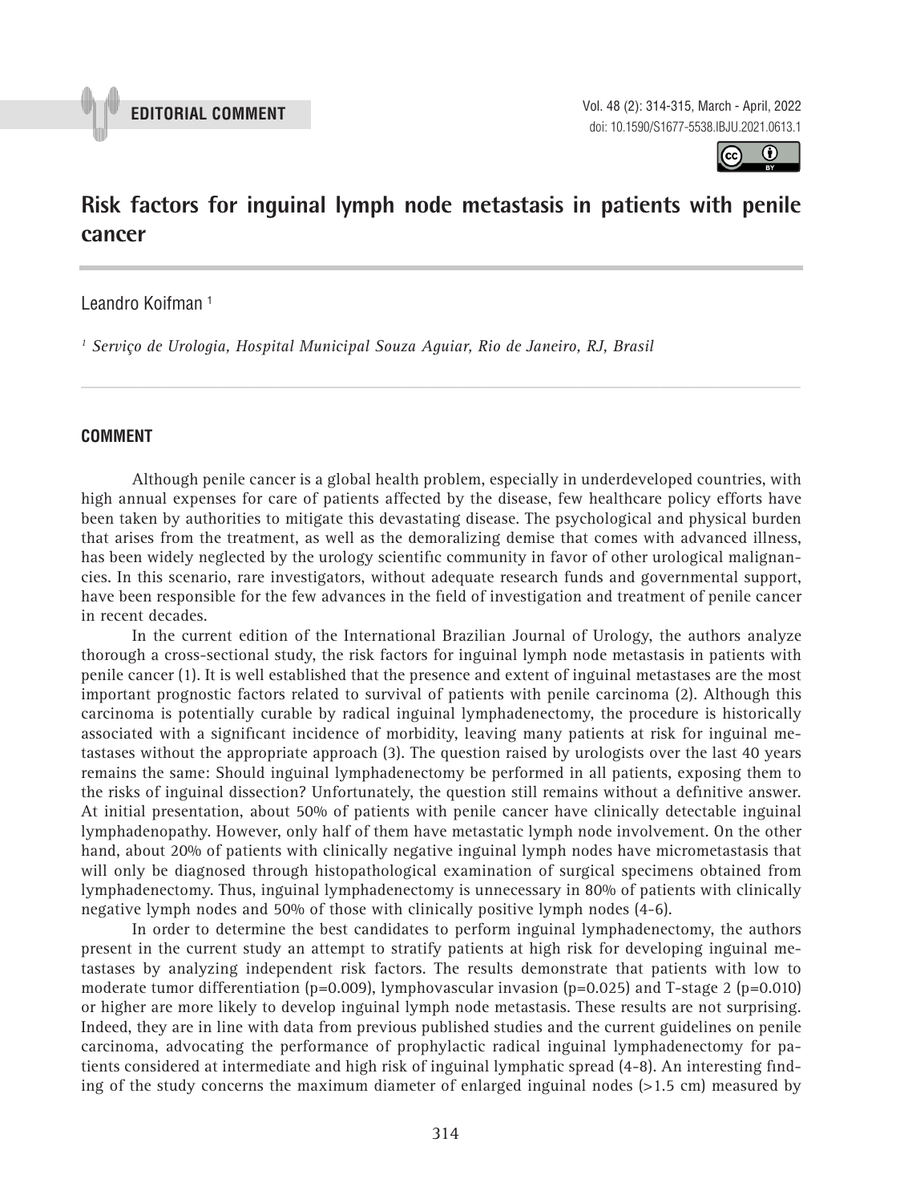**EDITORIAL COMMENT**

doi: 10.1590/S1677-5538.IBJU.2021.0613.1

# Risk factors for inguinal lymph node metastasis in patients with penile cancer

Leandro Koifman [1]

[1] *Serviço de Urologia, Hospital Municipal Souza Aguiar, Rio de Janeiro, RJ, Brasil*

## COMMENT

Although penile cancer is a global health problem, especially in underdeveloped countries, with high annual expenses for care of patients affected by the disease, few healthcare policy efforts have been taken by authorities to mitigate this devastating disease. The psychological and physical burden that arises from the treatment, as well as the demoralizing demise that comes with advanced illness, has been widely neglected by the urology scientific community in favor of other urological malignancies. In this scenario, rare investigators, without adequate research funds and governmental support, have been responsible for the few advances in the field of investigation and treatment of penile cancer in recent decades.

In the current edition of the International Brazilian Journal of Urology, the authors analyze thorough a cross-sectional study, the risk factors for inguinal lymph node metastasis in patients with penile cancer (1). It is well established that the presence and extent of inguinal metastases are the most important prognostic factors related to survival of patients with penile carcinoma (2). Although this carcinoma is potentially curable by radical inguinal lymphadenectomy, the procedure is historically associated with a significant incidence of morbidity, leaving many patients at risk for inguinal metastases without the appropriate approach (3). The question raised by urologists over the last 40 years remains the same: Should inguinal lymphadenectomy be performed in all patients, exposing them to the risks of inguinal dissection? Unfortunately, the question still remains without a definitive answer. At initial presentation, about 50% of patients with penile cancer have clinically detectable inguinal lymphadenopathy. However, only half of them have metastatic lymph node involvement. On the other hand, about 20% of patients with clinically negative inguinal lymph nodes have micrometastasis that will only be diagnosed through histopathological examination of surgical specimens obtained from lymphadenectomy. Thus, inguinal lymphadenectomy is unnecessary in 80% of patients with clinically negative lymph nodes and 50% of those with clinically positive lymph nodes (4-6).

In order to determine the best candidates to perform inguinal lymphadenectomy, the authors present in the current study an attempt to stratify patients at high risk for developing inguinal metastases by analyzing independent risk factors. The results demonstrate that patients with low to moderate tumor differentiation ($p=0.009$), lymphovascular invasion ($p=0.025$) and T-stage 2 ($p=0.010$) or higher are more likely to develop inguinal lymph node metastasis. These results are not surprising. Indeed, they are in line with data from previous published studies and the current guidelines on penile carcinoma, advocating the performance of prophylactic radical inguinal lymphadenectomy for patients considered at intermediate and high risk of inguinal lymphatic spread (4-8). An interesting finding of the study concerns the maximum diameter of enlarged inguinal nodes (>1.5 cm) measured by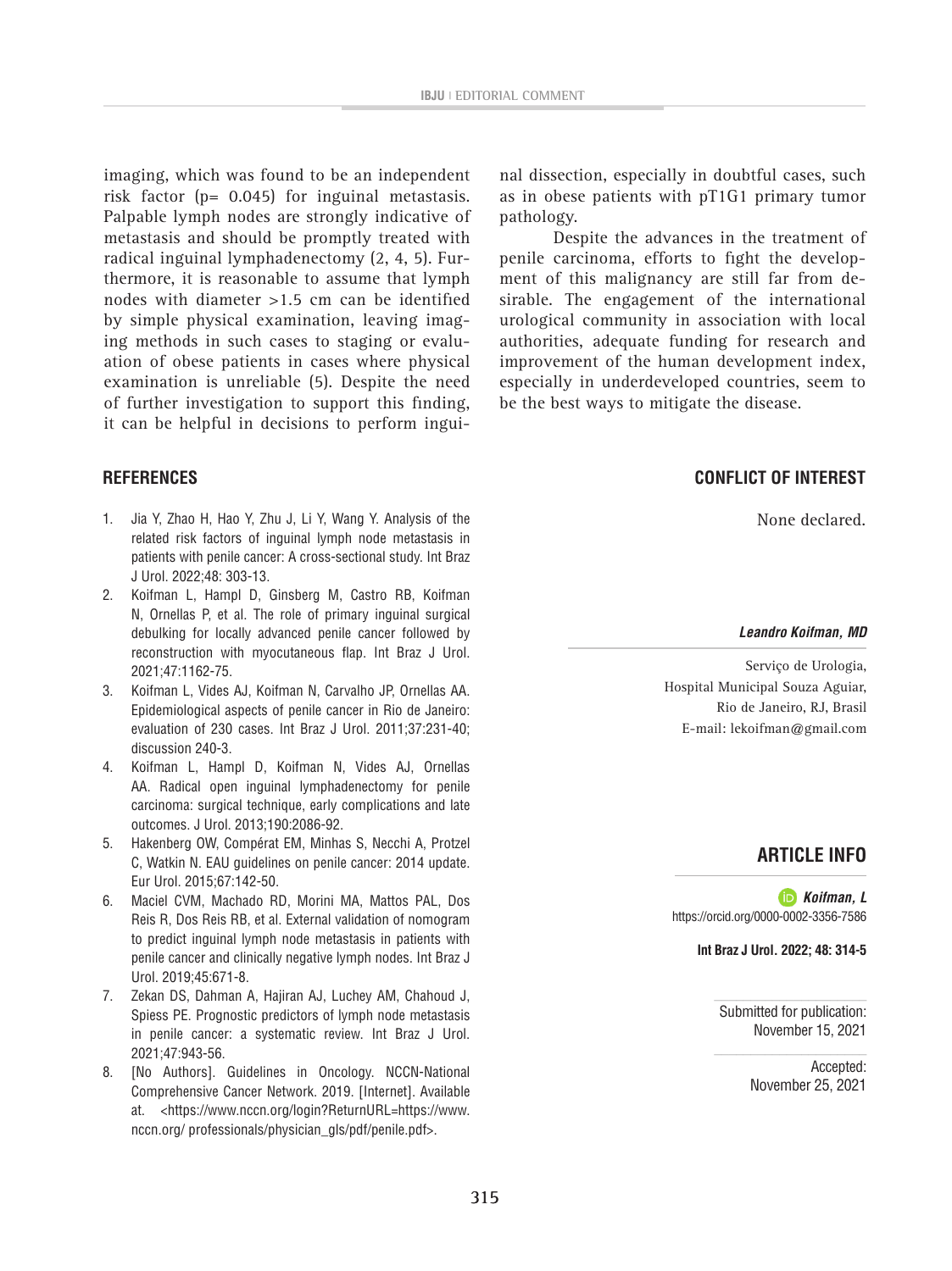imaging, which was found to be an independent risk factor (p= 0.045) for inguinal metastasis. Palpable lymph nodes are strongly indicative of metastasis and should be promptly treated with radical inguinal lymphadenectomy (2, 4, 5). Furthermore, it is reasonable to assume that lymph nodes with diameter >1.5 cm can be identified by simple physical examination, leaving imaging methods in such cases to staging or evaluation of obese patients in cases where physical examination is unreliable (5). Despite the need of further investigation to support this finding, it can be helpful in decisions to perform inguinal dissection, especially in doubtful cases, such as in obese patients with pT1G1 primary tumor pathology.

Despite the advances in the treatment of penile carcinoma, efforts to fight the development of this malignancy are still far from desirable. The engagement of the international urological community in association with local authorities, adequate funding for research and improvement of the human development index, especially in underdeveloped countries, seem to be the best ways to mitigate the disease.

## REFERENCES

1. Jia Y, Zhao H, Hao Y, Zhu J, Li Y, Wang Y. Analysis of the related risk factors of inguinal lymph node metastasis in patients with penile cancer: A cross-sectional study. Int Braz J Urol. 2022;48: 303-13.
2. Koifman L, Hampl D, Ginsberg M, Castro RB, Koifman N, Ornellas P, et al. The role of primary inguinal surgical debulking for locally advanced penile cancer followed by reconstruction with myocutaneous flap. Int Braz J Urol. 2021;47:1162-75.
3. Koifman L, Vides AJ, Koifman N, Carvalho JP, Ornellas AA. Epidemiological aspects of penile cancer in Rio de Janeiro: evaluation of 230 cases. Int Braz J Urol. 2011;37:231-40; discussion 240-3.
4. Koifman L, Hampl D, Koifman N, Vides AJ, Ornellas AA. Radical open inguinal lymphadenectomy for penile carcinoma: surgical technique, early complications and late outcomes. J Urol. 2013;190:2086-92.
5. Hakenberg OW, Compérat EM, Minhas S, Necchi A, Protzel C, Watkin N. EAU guidelines on penile cancer: 2014 update. Eur Urol. 2015;67:142-50.
6. Maciel CVM, Machado RD, Morini MA, Mattos PAL, Dos Reis R, Dos Reis RB, et al. External validation of nomogram to predict inguinal lymph node metastasis in patients with penile cancer and clinically negative lymph nodes. Int Braz J Urol. 2019;45:671-8.
7. Zekan DS, Dahman A, Hajiran AJ, Luchey AM, Chahoud J, Spiess PE. Prognostic predictors of lymph node metastasis in penile cancer: a systematic review. Int Braz J Urol. 2021;47:943-56.
8. [No Authors]. Guidelines in Oncology. NCCN-National Comprehensive Cancer Network. 2019. [Internet]. Available at. <https://www.nccn.org/login?ReturnURL=https://www.nccn.org/ professionals/physician_gls/pdf/penile.pdf>.

## CONFLICT OF INTEREST

None declared.

***Leandro Koifman, MD***

Serviço de Urologia,
Hospital Municipal Souza Aguiar,
Rio de Janeiro, RJ, Brasil
E-mail: lekoifman@gmail.com

## ARTICLE INFO

***Koifman, L***
https://orcid.org/0000-0002-3356-7586

**Int Braz J Urol. 2022; 48: 314-5**

Submitted for publication:
November 15, 2021

Accepted:
November 25, 2021